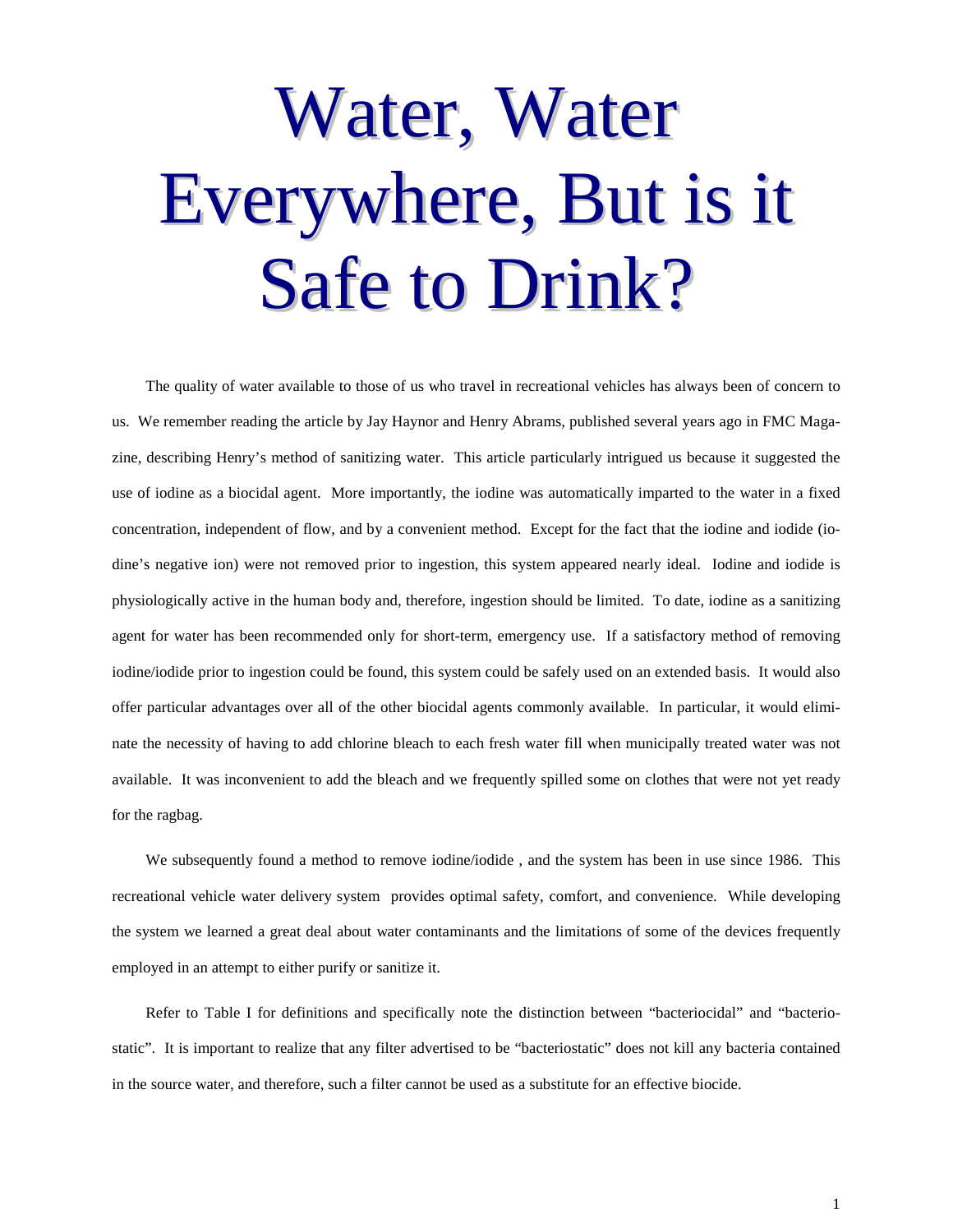# Water, Water Everywhere, But is it Safe to Drink?

The quality of water available to those of us who travel in recreational vehicles has always been of concern to us. We remember reading the article by Jay Haynor and Henry Abrams, published several years ago in FMC Magazine, describing Henry's method of sanitizing water. This article particularly intrigued us because it suggested the use of iodine as a biocidal agent. More importantly, the iodine was automatically imparted to the water in a fixed concentration, independent of flow, and by a convenient method. Except for the fact that the iodine and iodide (iodine's negative ion) were not removed prior to ingestion, this system appeared nearly ideal. Iodine and iodide is physiologically active in the human body and, therefore, ingestion should be limited. To date, iodine as a sanitizing agent for water has been recommended only for short-term, emergency use. If a satisfactory method of removing iodine/iodide prior to ingestion could be found, this system could be safely used on an extended basis. It would also offer particular advantages over all of the other biocidal agents commonly available. In particular, it would eliminate the necessity of having to add chlorine bleach to each fresh water fill when municipally treated water was not available. It was inconvenient to add the bleach and we frequently spilled some on clothes that were not yet ready for the ragbag.

We subsequently found a method to remove iodine/iodide , and the system has been in use since 1986. This recreational vehicle water delivery system provides optimal safety, comfort, and convenience. While developing the system we learned a great deal about water contaminants and the limitations of some of the devices frequently employed in an attempt to either purify or sanitize it.

Refer to Table I for definitions and specifically note the distinction between "bacteriocidal" and "bacteriostatic". It is important to realize that any filter advertised to be "bacteriostatic" does not kill any bacteria contained in the source water, and therefore, such a filter cannot be used as a substitute for an effective biocide.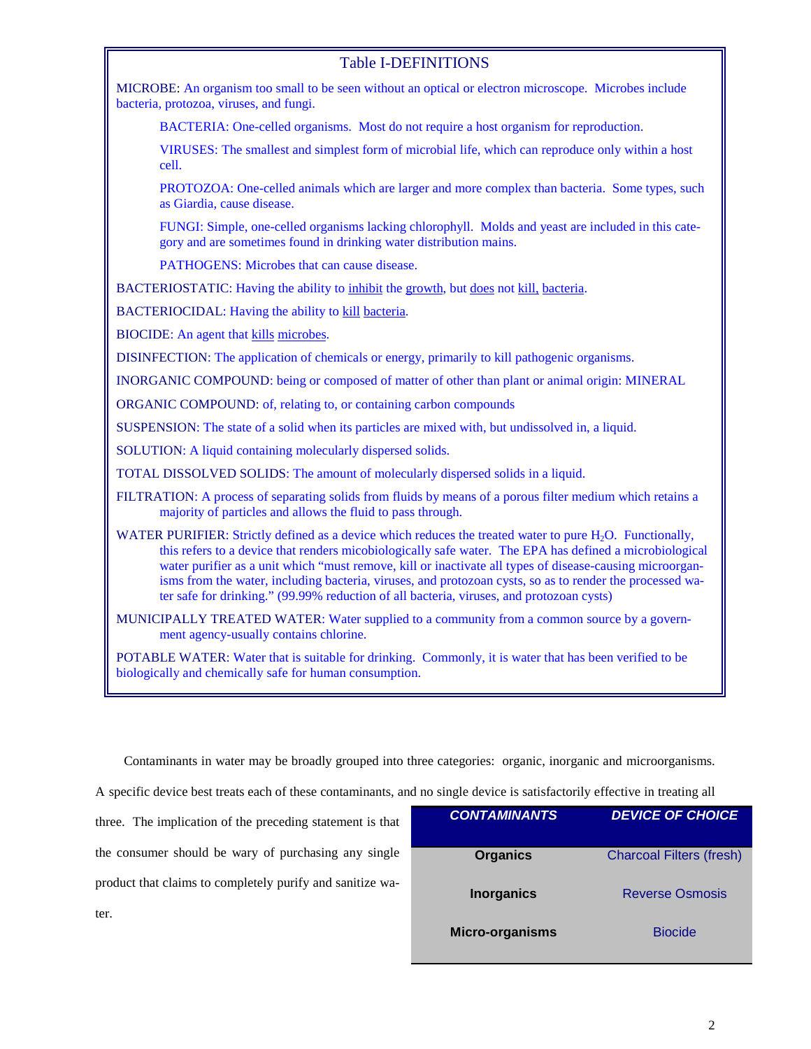## Table I-DEFINITIONS

MICROBE: An organism too small to be seen without an optical or electron microscope. Microbes include bacteria, protozoa, viruses, and fungi.

- BACTERIA: One-celled organisms. Most do not require a host organism for reproduction.
- VIRUSES: The smallest and simplest form of microbial life, which can reproduce only within a host cell.
- PROTOZOA: One-celled animals which are larger and more complex than bacteria. Some types, such as Giardia, cause disease.
- FUNGI: Simple, one-celled organisms lacking chlorophyll. Molds and yeast are included in this category and are sometimes found in drinking water distribution mains.
- PATHOGENS: Microbes that can cause disease.

BACTERIOSTATIC: Having the ability to inhibit the growth, but does not kill, bacteria.

BACTERIOCIDAL: Having the ability to kill bacteria.

BIOCIDE: An agent that kills microbes.

DISINFECTION: The application of chemicals or energy, primarily to kill pathogenic organisms.

INORGANIC COMPOUND: being or composed of matter of other than plant or animal origin: MINERAL

ORGANIC COMPOUND: of, relating to, or containing carbon compounds

SUSPENSION: The state of a solid when its particles are mixed with, but undissolved in, a liquid.

SOLUTION: A liquid containing molecularly dispersed solids.

TOTAL DISSOLVED SOLIDS: The amount of molecularly dispersed solids in a liquid.

FILTRATION: A process of separating solids from fluids by means of a porous filter medium which retains a majority of particles and allows the fluid to pass through.

WATER PURIFIER: Strictly defined as a device which reduces the treated water to pure $H_2O$. Functionally, this refers to a device that renders micobiologically safe water. The EPA has defined a microbiological water purifier as a unit which "must remove, kill or inactivate all types of disease-causing microorganisms from the water, including bacteria, viruses, and protozoan cysts, so as to render the processed water safe for drinking." (99.99% reduction of all bacteria, viruses, and protozoan cysts)

MUNICIPALLY TREATED WATER: Water supplied to a community from a common source by a government agency-usually contains chlorine.

POTABLE WATER: Water that is suitable for drinking. Commonly, it is water that has been verified to be biologically and chemically safe for human consumption.

Contaminants in water may be broadly grouped into three categories: organic, inorganic and microorganisms. A specific device best treats each of these contaminants, and no single device is satisfactorily effective in treating all three. The implication of the preceding statement is that the consumer should be wary of purchasing any single product that claims to completely purify and sanitize water.

| CONTAMINANTS | DEVICE OF CHOICE |
|---|---|
| Organics | Charcoal Filters (fresh) |
| Inorganics | Reverse Osmosis |
| Micro-organisms | Biocide |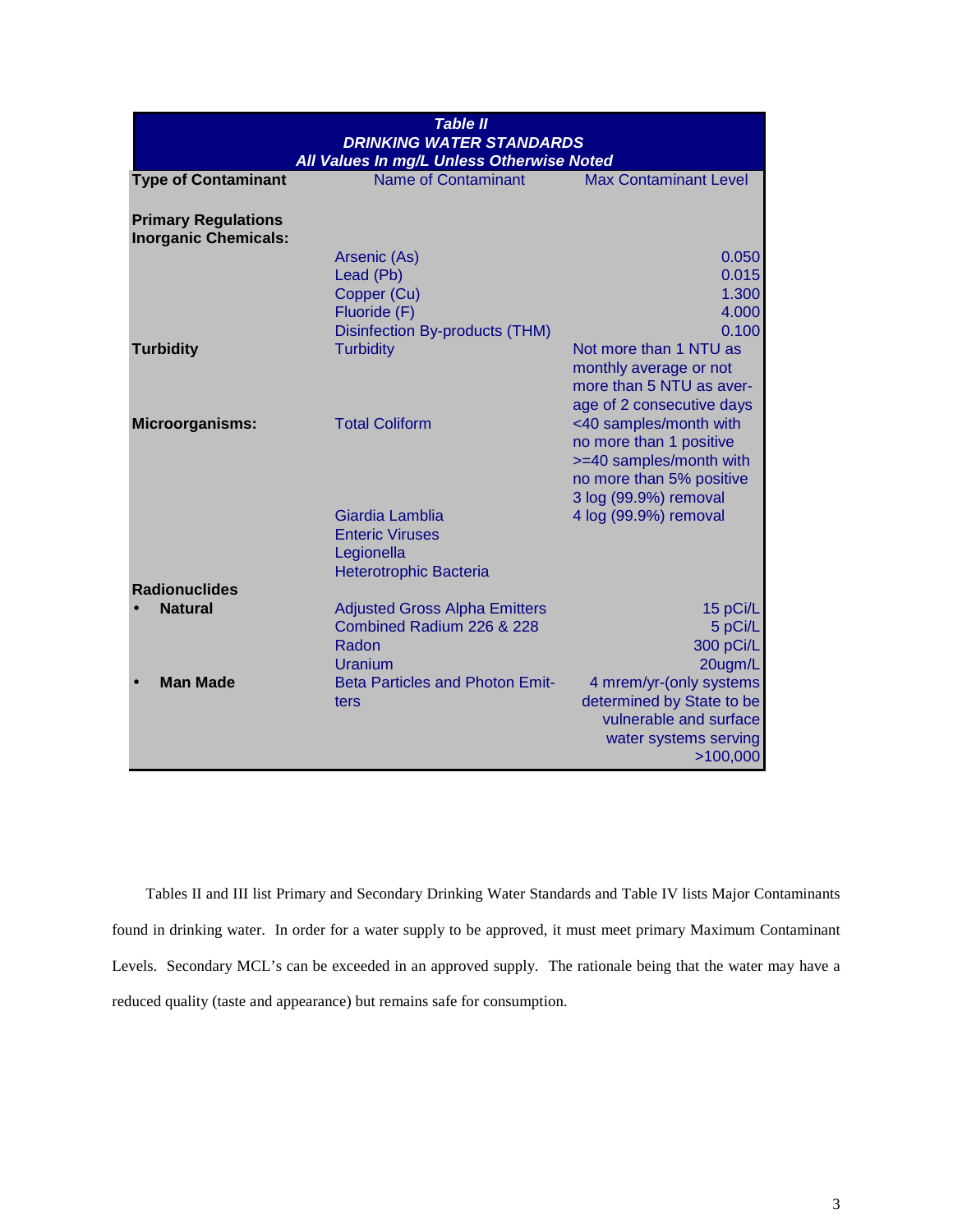| Table II<br>DRINKING WATER STANDARDS<br>All Values In mg/L Unless Otherwise Noted | | |
|---|---|---|
| **Type of Contaminant** | Name of Contaminant | Max Contaminant Level |
| **Primary Regulations Inorganic Chemicals:** | | |
| | Arsenic (As) | 0.050 |
| | Lead (Pb) | 0.015 |
| | Copper (Cu) | 1.300 |
| | Fluoride (F) | 4.000 |
| | Disinfection By-products (THM) | 0.100 |
| **Turbidity** | Turbidity | Not more than 1 NTU as monthly average or not more than 5 NTU as average of 2 consecutive days |
| **Microorganisms:** | Total Coliform | <40 samples/month with no more than 1 positive >=40 samples/month with no more than 5% positive 3 log (99.9%) removal |
| | Giardia Lamblia | 4 log (99.9%) removal |
| | Enteric Viruses | |
| | Legionella | |
| | Heterotrophic Bacteria | |
| **Radionuclides** | | |
| • **Natural** | Adjusted Gross Alpha Emitters | 15 pCi/L |
| | Combined Radium 226 & 228 | 5 pCi/L |
| | Radon | 300 pCi/L |
| | Uranium | 20ugm/L |
| • **Man Made** | Beta Particles and Photon Emitters | 4 mrem/yr-(only systems determined by State to be vulnerable and surface water systems serving >100,000 |

Tables II and III list Primary and Secondary Drinking Water Standards and Table IV lists Major Contaminants found in drinking water. In order for a water supply to be approved, it must meet primary Maximum Contaminant Levels. Secondary MCL's can be exceeded in an approved supply. The rationale being that the water may have a reduced quality (taste and appearance) but remains safe for consumption.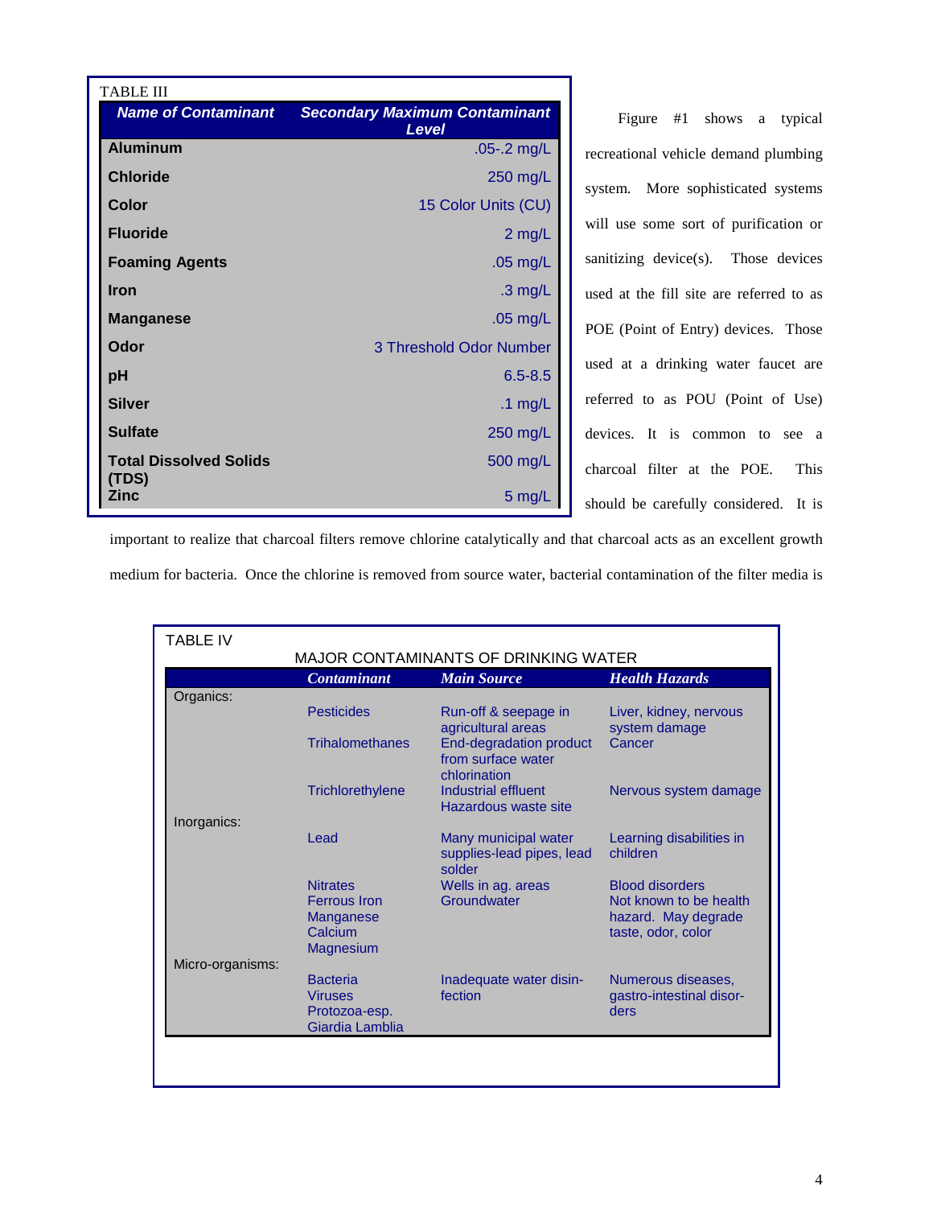TABLE III

| Name of Contaminant | Secondary Maximum Contaminant Level |
| --- | --- |
| **Aluminum** | .05-.2 mg/L |
| **Chloride** | 250 mg/L |
| **Color** | 15 Color Units (CU) |
| **Fluoride** | 2 mg/L |
| **Foaming Agents** | .05 mg/L |
| **Iron** | .3 mg/L |
| **Manganese** | .05 mg/L |
| **Odor** | 3 Threshold Odor Number |
| **pH** | 6.5-8.5 |
| **Silver** | .1 mg/L |
| **Sulfate** | 250 mg/L |
| **Total Dissolved Solids (TDS)** | 500 mg/L |
| **Zinc** | 5 mg/L |

Figure #1 shows a typical recreational vehicle demand plumbing system. More sophisticated systems will use some sort of purification or sanitizing device(s). Those devices used at the fill site are referred to as POE (Point of Entry) devices. Those used at a drinking water faucet are referred to as POU (Point of Use) devices. It is common to see a charcoal filter at the POE. This should be carefully considered. It is important to realize that charcoal filters remove chlorine catalytically and that charcoal acts as an excellent growth medium for bacteria. Once the chlorine is removed from source water, bacterial contamination of the filter media is

TABLE IV

MAJOR CONTAMINANTS OF DRINKING WATER

| | Contaminant | Main Source | Health Hazards |
| --- | --- | --- | --- |
| Organics: | | | |
| | Pesticides | Run-off & seepage in agricultural areas | Liver, kidney, nervous system damage |
| | Trihalomethanes | End-degradation product from surface water chlorination | Cancer |
| | Trichlorethylene | Industrial effluent Hazardous waste site | Nervous system damage |
| Inorganics: | | | |
| | Lead | Many municipal water supplies-lead pipes, lead solder | Learning disabilities in children |
| | Nitrates | Wells in ag. areas | Blood disorders |
| | Ferrous Iron Manganese Calcium Magnesium | Groundwater | Not known to be health hazard. May degrade taste, odor, color |
| Micro-organisms: | | | |
| | Bacteria Viruses Protozoa-esp. Giardia Lamblia | Inadequate water disin-fection | Numerous diseases, gastro-intestinal disor-ders |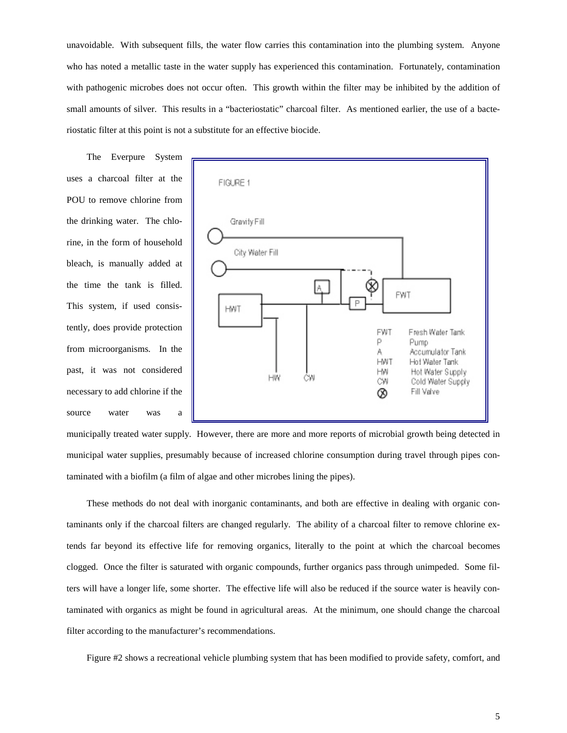unavoidable. With subsequent fills, the water flow carries this contamination into the plumbing system. Anyone who has noted a metallic taste in the water supply has experienced this contamination. Fortunately, contamination with pathogenic microbes does not occur often. This growth within the filter may be inhibited by the addition of small amounts of silver. This results in a "bacteriostatic" charcoal filter. As mentioned earlier, the use of a bacteriostatic filter at this point is not a substitute for an effective biocide.

The Everpure System uses a charcoal filter at the POU to remove chlorine from the drinking water. The chlorine, in the form of household bleach, is manually added at the time the tank is filled. This system, if used consistently, does provide protection from microorganisms. In the past, it was not considered necessary to add chlorine if the source water was a municipally treated water supply. However, there are more and more reports of microbial growth being detected in municipal water supplies, presumably because of increased chlorine consumption during travel through pipes contaminated with a biofilm (a film of algae and other microbes lining the pipes).

FIGURE 1

Gravity Fill

City Water Fill

FWT Fresh Water Tank
P Pump
A Accumulator Tank
HWT Hot Water Tank
HW Hot Water Supply
CW Cold Water Supply
⊗ Fill Valve

These methods do not deal with inorganic contaminants, and both are effective in dealing with organic contaminants only if the charcoal filters are changed regularly. The ability of a charcoal filter to remove chlorine extends far beyond its effective life for removing organics, literally to the point at which the charcoal becomes clogged. Once the filter is saturated with organic compounds, further organics pass through unimpeded. Some filters will have a longer life, some shorter. The effective life will also be reduced if the source water is heavily contaminated with organics as might be found in agricultural areas. At the minimum, one should change the charcoal filter according to the manufacturer's recommendations.

Figure #2 shows a recreational vehicle plumbing system that has been modified to provide safety, comfort, and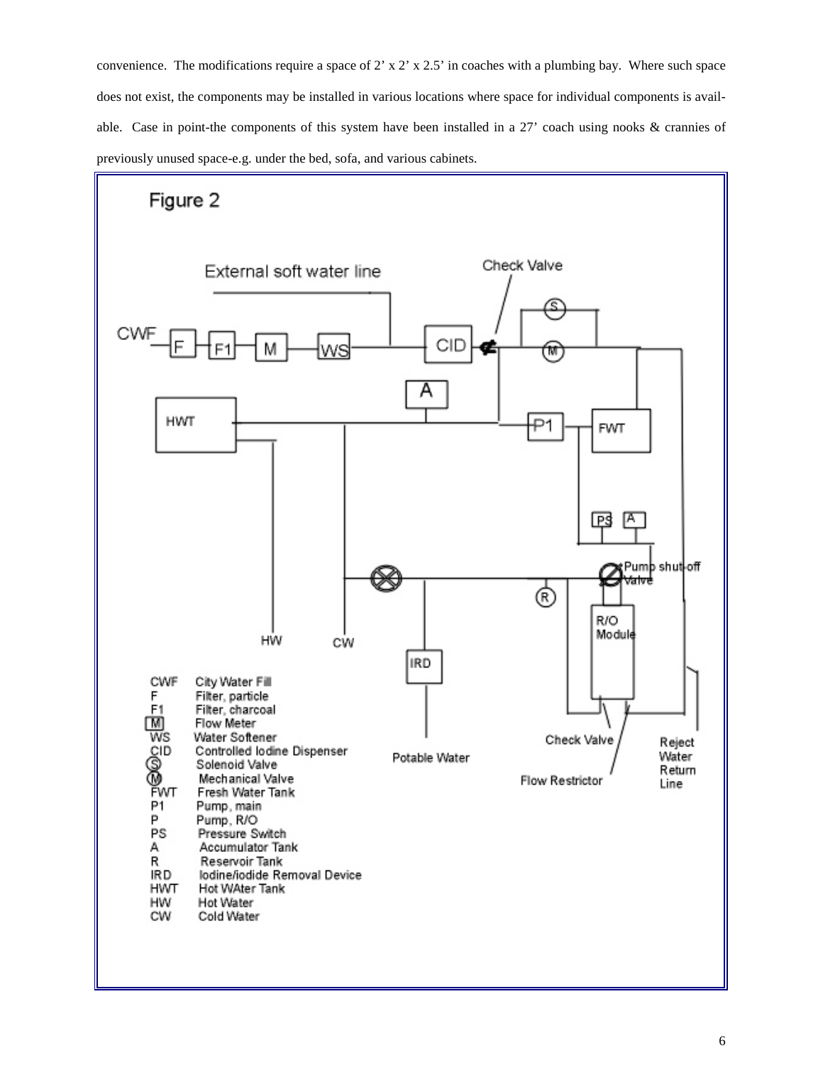convenience. The modifications require a space of 2' x 2' x 2.5' in coaches with a plumbing bay. Where such space does not exist, the components may be installed in various locations where space for individual components is available. Case in point-the components of this system have been installed in a 27' coach using nooks & crannies of previously unused space-e.g. under the bed, sofa, and various cabinets.

**Figure 2**

| | |
|---|---|
| CWF | City Water Fill |
| F | Filter, particle |
| F1 | Filter, charcoal |
| M | Flow Meter |
| WS | Water Softener |
| CID | Controlled Iodine Dispenser |
| S | Solenoid Valve |
| M | Mechanical Valve |
| FWT | Fresh Water Tank |
| P1 | Pump, main |
| P | Pump, R/O |
| PS | Pressure Switch |
| A | Accumulator Tank |
| R | Reservoir Tank |
| IRD | Iodine/iodide Removal Device |
| HWT | Hot WAter Tank |
| HW | Hot Water |
| CW | Cold Water |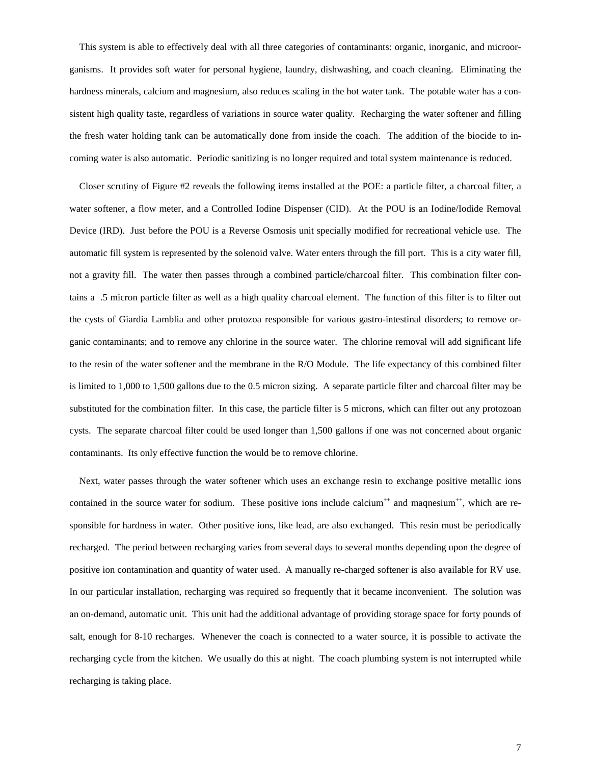This system is able to effectively deal with all three categories of contaminants: organic, inorganic, and microorganisms. It provides soft water for personal hygiene, laundry, dishwashing, and coach cleaning. Eliminating the hardness minerals, calcium and magnesium, also reduces scaling in the hot water tank. The potable water has a consistent high quality taste, regardless of variations in source water quality. Recharging the water softener and filling the fresh water holding tank can be automatically done from inside the coach. The addition of the biocide to incoming water is also automatic. Periodic sanitizing is no longer required and total system maintenance is reduced.

Closer scrutiny of Figure #2 reveals the following items installed at the POE: a particle filter, a charcoal filter, a water softener, a flow meter, and a Controlled Iodine Dispenser (CID). At the POU is an Iodine/Iodide Removal Device (IRD). Just before the POU is a Reverse Osmosis unit specially modified for recreational vehicle use. The automatic fill system is represented by the solenoid valve. Water enters through the fill port. This is a city water fill, not a gravity fill. The water then passes through a combined particle/charcoal filter. This combination filter contains a .5 micron particle filter as well as a high quality charcoal element. The function of this filter is to filter out the cysts of Giardia Lamblia and other protozoa responsible for various gastro-intestinal disorders; to remove organic contaminants; and to remove any chlorine in the source water. The chlorine removal will add significant life to the resin of the water softener and the membrane in the R/O Module. The life expectancy of this combined filter is limited to 1,000 to 1,500 gallons due to the 0.5 micron sizing. A separate particle filter and charcoal filter may be substituted for the combination filter. In this case, the particle filter is 5 microns, which can filter out any protozoan cysts. The separate charcoal filter could be used longer than 1,500 gallons if one was not concerned about organic contaminants. Its only effective function the would be to remove chlorine.

Next, water passes through the water softener which uses an exchange resin to exchange positive metallic ions contained in the source water for sodium. These positive ions include calcium$^{++}$ and maqnesium$^{++}$, which are responsible for hardness in water. Other positive ions, like lead, are also exchanged. This resin must be periodically recharged. The period between recharging varies from several days to several months depending upon the degree of positive ion contamination and quantity of water used. A manually re-charged softener is also available for RV use. In our particular installation, recharging was required so frequently that it became inconvenient. The solution was an on-demand, automatic unit. This unit had the additional advantage of providing storage space for forty pounds of salt, enough for 8-10 recharges. Whenever the coach is connected to a water source, it is possible to activate the recharging cycle from the kitchen. We usually do this at night. The coach plumbing system is not interrupted while recharging is taking place.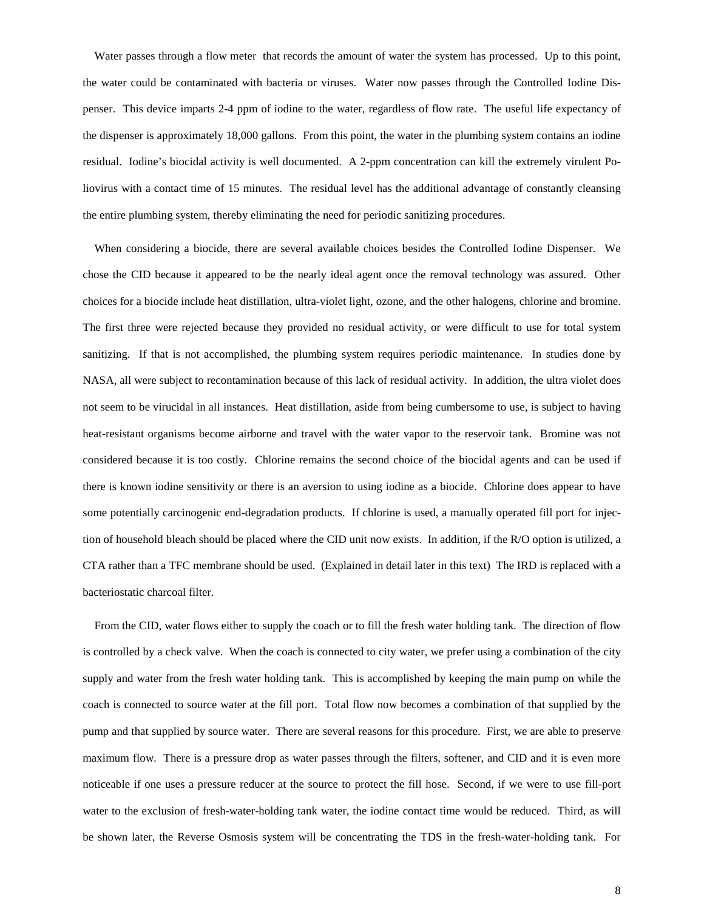Water passes through a flow meter that records the amount of water the system has processed. Up to this point, the water could be contaminated with bacteria or viruses. Water now passes through the Controlled Iodine Dispenser. This device imparts 2-4 ppm of iodine to the water, regardless of flow rate. The useful life expectancy of the dispenser is approximately 18,000 gallons. From this point, the water in the plumbing system contains an iodine residual. Iodine's biocidal activity is well documented. A 2-ppm concentration can kill the extremely virulent Poliovirus with a contact time of 15 minutes. The residual level has the additional advantage of constantly cleansing the entire plumbing system, thereby eliminating the need for periodic sanitizing procedures.

When considering a biocide, there are several available choices besides the Controlled Iodine Dispenser. We chose the CID because it appeared to be the nearly ideal agent once the removal technology was assured. Other choices for a biocide include heat distillation, ultra-violet light, ozone, and the other halogens, chlorine and bromine. The first three were rejected because they provided no residual activity, or were difficult to use for total system sanitizing. If that is not accomplished, the plumbing system requires periodic maintenance. In studies done by NASA, all were subject to recontamination because of this lack of residual activity. In addition, the ultra violet does not seem to be virucidal in all instances. Heat distillation, aside from being cumbersome to use, is subject to having heat-resistant organisms become airborne and travel with the water vapor to the reservoir tank. Bromine was not considered because it is too costly. Chlorine remains the second choice of the biocidal agents and can be used if there is known iodine sensitivity or there is an aversion to using iodine as a biocide. Chlorine does appear to have some potentially carcinogenic end-degradation products. If chlorine is used, a manually operated fill port for injection of household bleach should be placed where the CID unit now exists. In addition, if the R/O option is utilized, a CTA rather than a TFC membrane should be used. (Explained in detail later in this text) The IRD is replaced with a bacteriostatic charcoal filter.

From the CID, water flows either to supply the coach or to fill the fresh water holding tank. The direction of flow is controlled by a check valve. When the coach is connected to city water, we prefer using a combination of the city supply and water from the fresh water holding tank. This is accomplished by keeping the main pump on while the coach is connected to source water at the fill port. Total flow now becomes a combination of that supplied by the pump and that supplied by source water. There are several reasons for this procedure. First, we are able to preserve maximum flow. There is a pressure drop as water passes through the filters, softener, and CID and it is even more noticeable if one uses a pressure reducer at the source to protect the fill hose. Second, if we were to use fill-port water to the exclusion of fresh-water-holding tank water, the iodine contact time would be reduced. Third, as will be shown later, the Reverse Osmosis system will be concentrating the TDS in the fresh-water-holding tank. For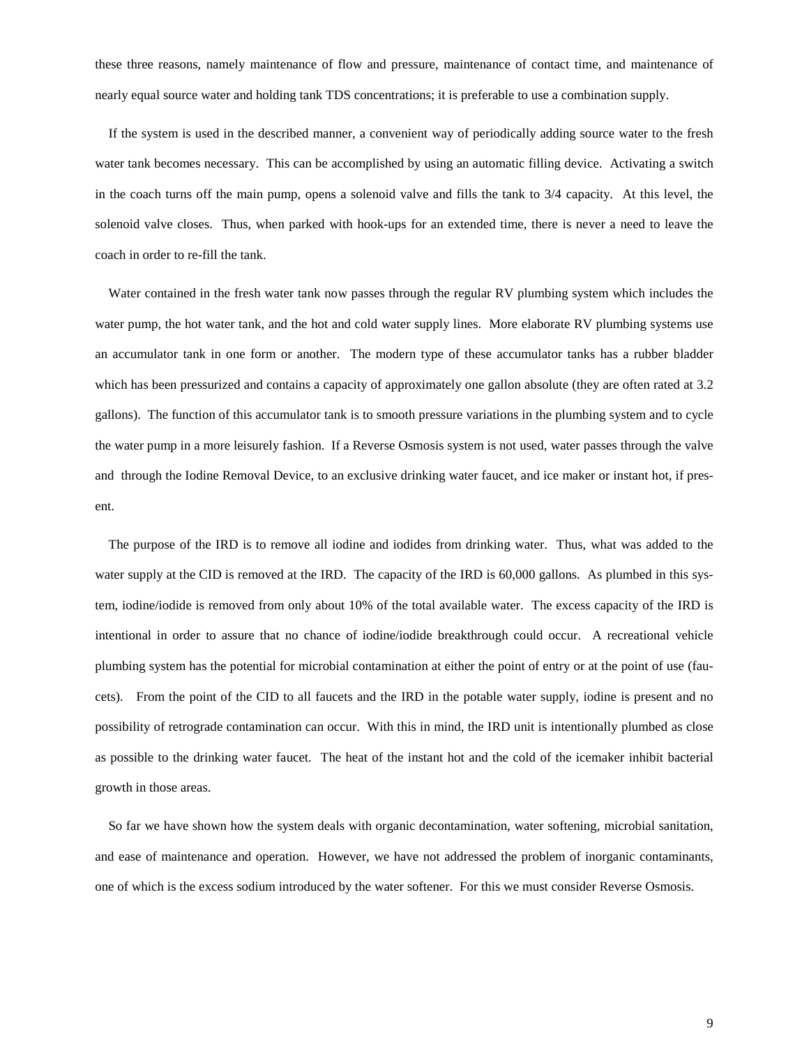these three reasons, namely maintenance of flow and pressure, maintenance of contact time, and maintenance of nearly equal source water and holding tank TDS concentrations; it is preferable to use a combination supply.

If the system is used in the described manner, a convenient way of periodically adding source water to the fresh water tank becomes necessary. This can be accomplished by using an automatic filling device. Activating a switch in the coach turns off the main pump, opens a solenoid valve and fills the tank to 3/4 capacity. At this level, the solenoid valve closes. Thus, when parked with hook-ups for an extended time, there is never a need to leave the coach in order to re-fill the tank.

Water contained in the fresh water tank now passes through the regular RV plumbing system which includes the water pump, the hot water tank, and the hot and cold water supply lines. More elaborate RV plumbing systems use an accumulator tank in one form or another. The modern type of these accumulator tanks has a rubber bladder which has been pressurized and contains a capacity of approximately one gallon absolute (they are often rated at 3.2 gallons). The function of this accumulator tank is to smooth pressure variations in the plumbing system and to cycle the water pump in a more leisurely fashion. If a Reverse Osmosis system is not used, water passes through the valve and through the Iodine Removal Device, to an exclusive drinking water faucet, and ice maker or instant hot, if present.

The purpose of the IRD is to remove all iodine and iodides from drinking water. Thus, what was added to the water supply at the CID is removed at the IRD. The capacity of the IRD is 60,000 gallons. As plumbed in this system, iodine/iodide is removed from only about 10% of the total available water. The excess capacity of the IRD is intentional in order to assure that no chance of iodine/iodide breakthrough could occur. A recreational vehicle plumbing system has the potential for microbial contamination at either the point of entry or at the point of use (faucets). From the point of the CID to all faucets and the IRD in the potable water supply, iodine is present and no possibility of retrograde contamination can occur. With this in mind, the IRD unit is intentionally plumbed as close as possible to the drinking water faucet. The heat of the instant hot and the cold of the icemaker inhibit bacterial growth in those areas.

So far we have shown how the system deals with organic decontamination, water softening, microbial sanitation, and ease of maintenance and operation. However, we have not addressed the problem of inorganic contaminants, one of which is the excess sodium introduced by the water softener. For this we must consider Reverse Osmosis.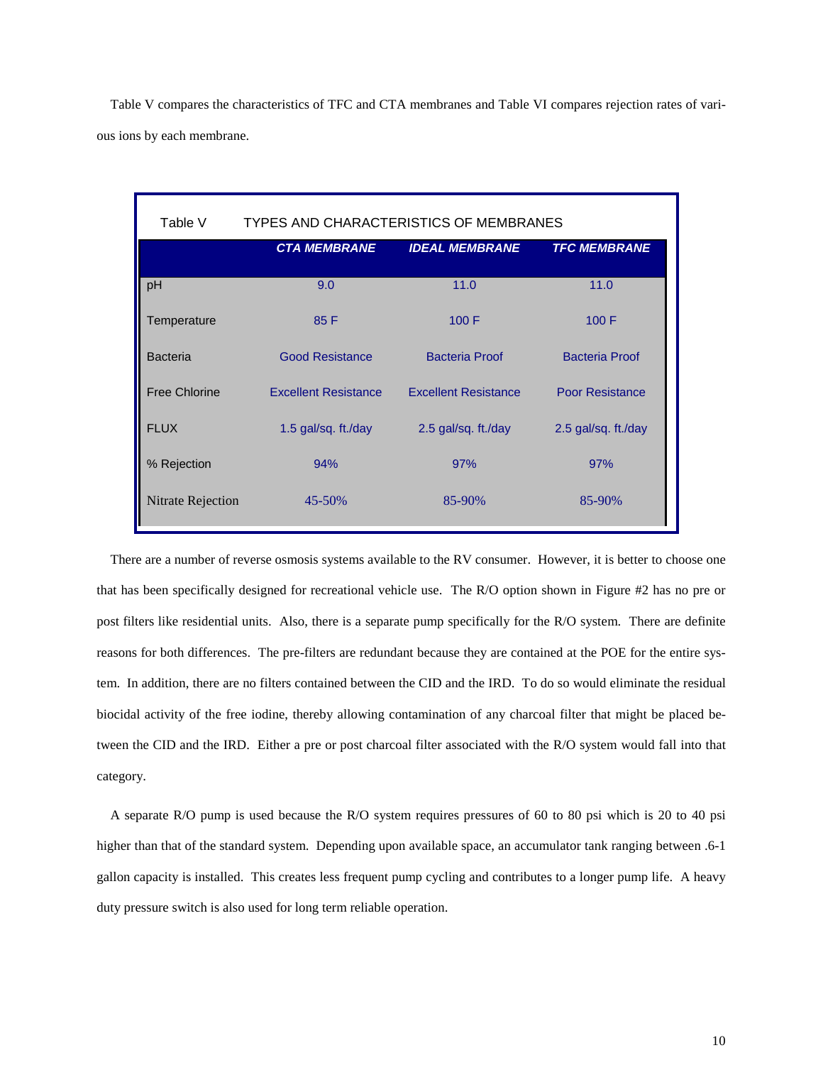Table V compares the characteristics of TFC and CTA membranes and Table VI compares rejection rates of various ions by each membrane.

Table V TYPES AND CHARACTERISTICS OF MEMBRANES

| | *CTA MEMBRANE* | *IDEAL MEMBRANE* | *TFC MEMBRANE* |
|---|---|---|---|
| pH | 9.0 | 11.0 | 11.0 |
| Temperature | 85 F | 100 F | 100 F |
| Bacteria | Good Resistance | Bacteria Proof | Bacteria Proof |
| Free Chlorine | Excellent Resistance | Excellent Resistance | Poor Resistance |
| FLUX | 1.5 gal/sq. ft./day | 2.5 gal/sq. ft./day | 2.5 gal/sq. ft./day |
| % Rejection | 94% | 97% | 97% |
| Nitrate Rejection | 45-50% | 85-90% | 85-90% |

There are a number of reverse osmosis systems available to the RV consumer. However, it is better to choose one that has been specifically designed for recreational vehicle use. The R/O option shown in Figure #2 has no pre or post filters like residential units. Also, there is a separate pump specifically for the R/O system. There are definite reasons for both differences. The pre-filters are redundant because they are contained at the POE for the entire system. In addition, there are no filters contained between the CID and the IRD. To do so would eliminate the residual biocidal activity of the free iodine, thereby allowing contamination of any charcoal filter that might be placed between the CID and the IRD. Either a pre or post charcoal filter associated with the R/O system would fall into that category.

A separate R/O pump is used because the R/O system requires pressures of 60 to 80 psi which is 20 to 40 psi higher than that of the standard system. Depending upon available space, an accumulator tank ranging between .6-1 gallon capacity is installed. This creates less frequent pump cycling and contributes to a longer pump life. A heavy duty pressure switch is also used for long term reliable operation.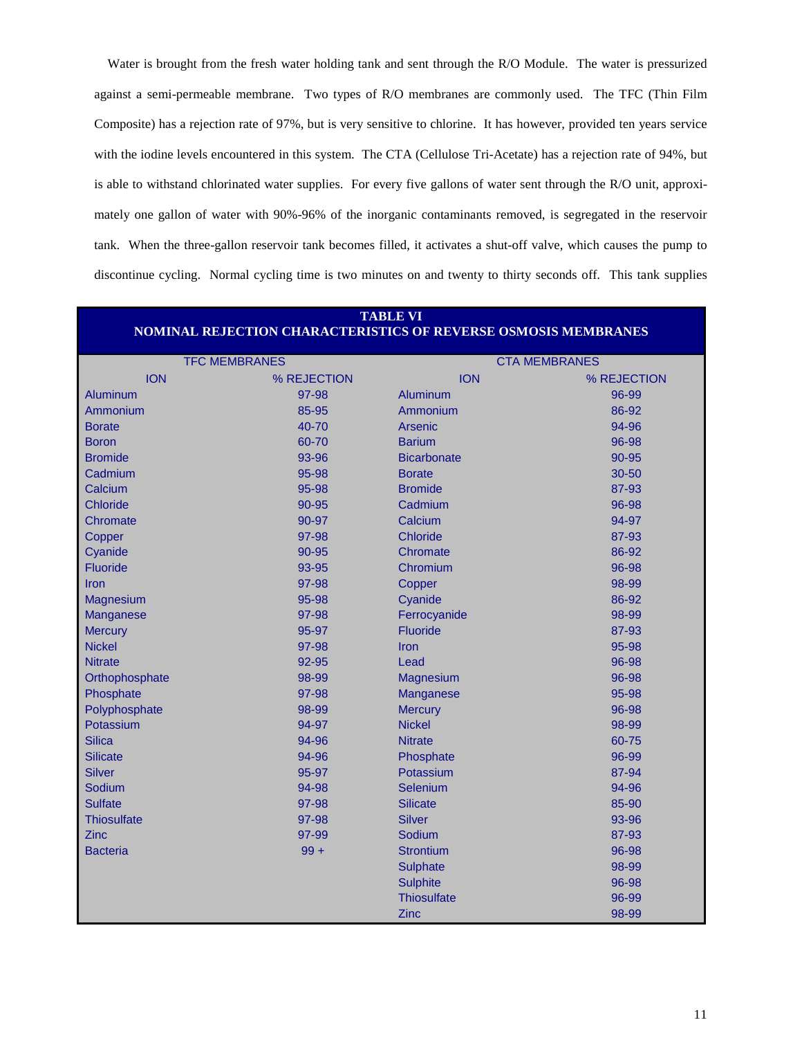Water is brought from the fresh water holding tank and sent through the R/O Module. The water is pressurized against a semi-permeable membrane. Two types of R/O membranes are commonly used. The TFC (Thin Film Composite) has a rejection rate of 97%, but is very sensitive to chlorine. It has however, provided ten years service with the iodine levels encountered in this system. The CTA (Cellulose Tri-Acetate) has a rejection rate of 94%, but is able to withstand chlorinated water supplies. For every five gallons of water sent through the R/O unit, approximately one gallon of water with 90%-96% of the inorganic contaminants removed, is segregated in the reservoir tank. When the three-gallon reservoir tank becomes filled, it activates a shut-off valve, which causes the pump to discontinue cycling. Normal cycling time is two minutes on and twenty to thirty seconds off. This tank supplies

**TABLE VI**
**NOMINAL REJECTION CHARACTERISTICS OF REVERSE OSMOSIS MEMBRANES**

| TFC MEMBRANES | | CTA MEMBRANES | |
|---|---|---|---|
| ION | % REJECTION | ION | % REJECTION |
| Aluminum | 97-98 | Aluminum | 96-99 |
| Ammonium | 85-95 | Ammonium | 86-92 |
| Borate | 40-70 | Arsenic | 94-96 |
| Boron | 60-70 | Barium | 96-98 |
| Bromide | 93-96 | Bicarbonate | 90-95 |
| Cadmium | 95-98 | Borate | 30-50 |
| Calcium | 95-98 | Bromide | 87-93 |
| Chloride | 90-95 | Cadmium | 96-98 |
| Chromate | 90-97 | Calcium | 94-97 |
| Copper | 97-98 | Chloride | 87-93 |
| Cyanide | 90-95 | Chromate | 86-92 |
| Fluoride | 93-95 | Chromium | 96-98 |
| Iron | 97-98 | Copper | 98-99 |
| Magnesium | 95-98 | Cyanide | 86-92 |
| Manganese | 97-98 | Ferrocyanide | 98-99 |
| Mercury | 95-97 | Fluoride | 87-93 |
| Nickel | 97-98 | Iron | 95-98 |
| Nitrate | 92-95 | Lead | 96-98 |
| Orthophosphate | 98-99 | Magnesium | 96-98 |
| Phosphate | 97-98 | Manganese | 95-98 |
| Polyphosphate | 98-99 | Mercury | 96-98 |
| Potassium | 94-97 | Nickel | 98-99 |
| Silica | 94-96 | Nitrate | 60-75 |
| Silicate | 94-96 | Phosphate | 96-99 |
| Silver | 95-97 | Potassium | 87-94 |
| Sodium | 94-98 | Selenium | 94-96 |
| Sulfate | 97-98 | Silicate | 85-90 |
| Thiosulfate | 97-98 | Silver | 93-96 |
| Zinc | 97-99 | Sodium | 87-93 |
| Bacteria | 99 + | Strontium | 96-98 |
| | | Sulphate | 98-99 |
| | | Sulphite | 96-98 |
| | | Thiosulfate | 96-99 |
| | | Zinc | 98-99 |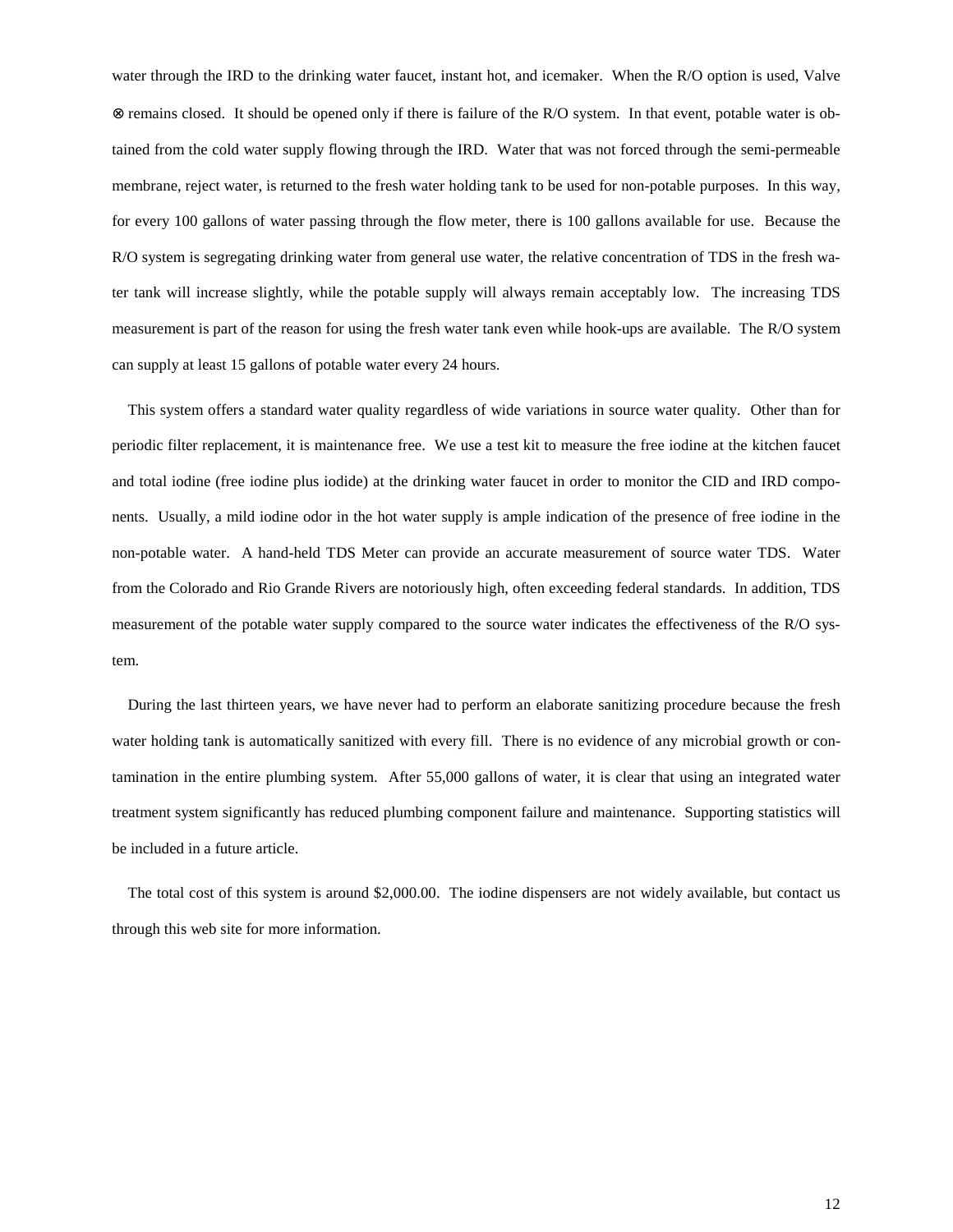water through the IRD to the drinking water faucet, instant hot, and icemaker. When the R/O option is used, Valve ⊗ remains closed. It should be opened only if there is failure of the R/O system. In that event, potable water is obtained from the cold water supply flowing through the IRD. Water that was not forced through the semi-permeable membrane, reject water, is returned to the fresh water holding tank to be used for non-potable purposes. In this way, for every 100 gallons of water passing through the flow meter, there is 100 gallons available for use. Because the R/O system is segregating drinking water from general use water, the relative concentration of TDS in the fresh water tank will increase slightly, while the potable supply will always remain acceptably low. The increasing TDS measurement is part of the reason for using the fresh water tank even while hook-ups are available. The R/O system can supply at least 15 gallons of potable water every 24 hours.

This system offers a standard water quality regardless of wide variations in source water quality. Other than for periodic filter replacement, it is maintenance free. We use a test kit to measure the free iodine at the kitchen faucet and total iodine (free iodine plus iodide) at the drinking water faucet in order to monitor the CID and IRD components. Usually, a mild iodine odor in the hot water supply is ample indication of the presence of free iodine in the non-potable water. A hand-held TDS Meter can provide an accurate measurement of source water TDS. Water from the Colorado and Rio Grande Rivers are notoriously high, often exceeding federal standards. In addition, TDS measurement of the potable water supply compared to the source water indicates the effectiveness of the R/O system.

During the last thirteen years, we have never had to perform an elaborate sanitizing procedure because the fresh water holding tank is automatically sanitized with every fill. There is no evidence of any microbial growth or contamination in the entire plumbing system. After 55,000 gallons of water, it is clear that using an integrated water treatment system significantly has reduced plumbing component failure and maintenance. Supporting statistics will be included in a future article.

The total cost of this system is around $2,000.00. The iodine dispensers are not widely available, but contact us through this web site for more information.